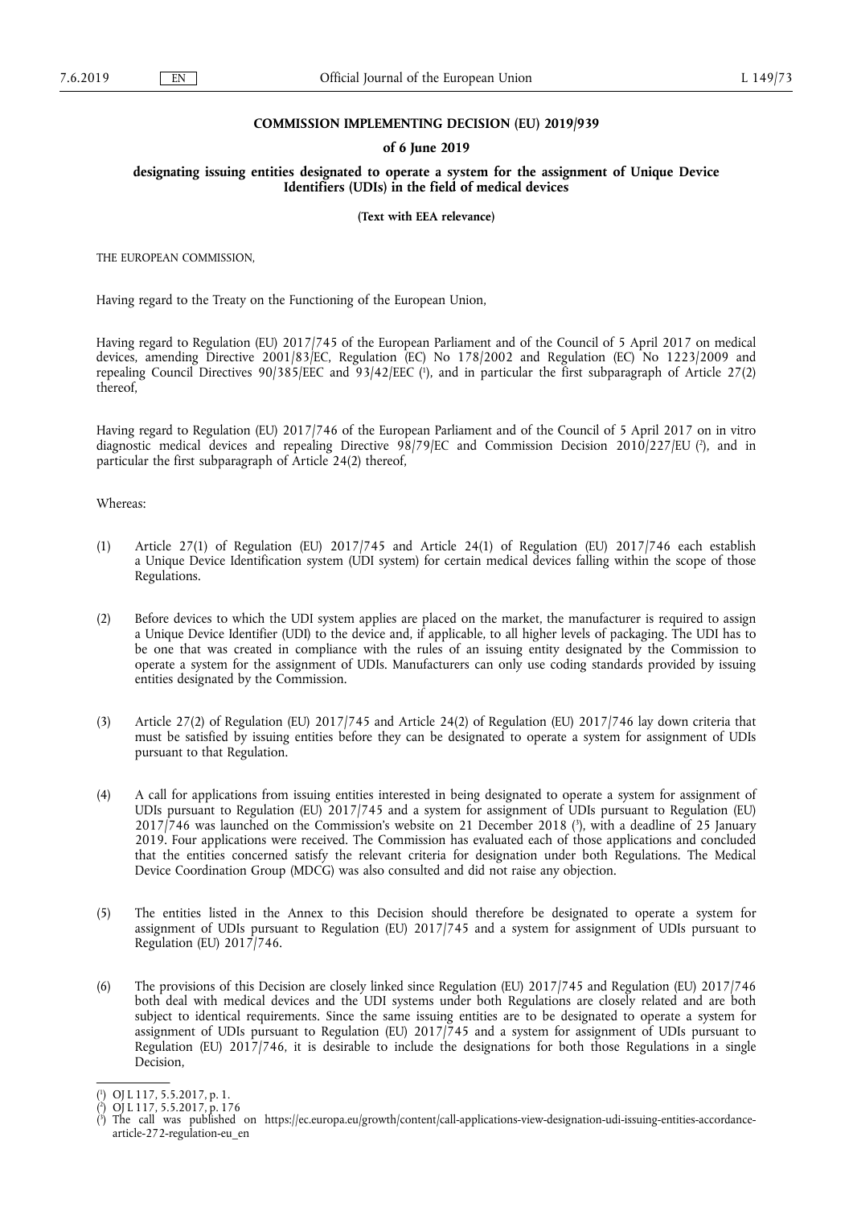**COMMISSION IMPLEMENTING DECISION (EU) 2019/939**

**of 6 June 2019**

**designating issuing entities designated to operate a system for the assignment of Unique Device Identifiers (UDIs) in the field of medical devices**

**(Text with EEA relevance)**

THE EUROPEAN COMMISSION,

Having regard to the Treaty on the Functioning of the European Union,

Having regard to Regulation (EU) 2017/745 of the European Parliament and of the Council of 5 April 2017 on medical devices, amending Directive 2001/83/EC, Regulation (EC) No 178/2002 and Regulation (EC) No 1223/2009 and repealing Council Directives 90/385/EEC and 93/42/EEC ([1]), and in particular the first subparagraph of Article 27(2) thereof,

Having regard to Regulation (EU) 2017/746 of the European Parliament and of the Council of 5 April 2017 on in vitro diagnostic medical devices and repealing Directive 98/79/EC and Commission Decision 2010/227/EU ([2]), and in particular the first subparagraph of Article 24(2) thereof,

Whereas:

(1) Article 27(1) of Regulation (EU) 2017/745 and Article 24(1) of Regulation (EU) 2017/746 each establish a Unique Device Identification system (UDI system) for certain medical devices falling within the scope of those Regulations.

(2) Before devices to which the UDI system applies are placed on the market, the manufacturer is required to assign a Unique Device Identifier (UDI) to the device and, if applicable, to all higher levels of packaging. The UDI has to be one that was created in compliance with the rules of an issuing entity designated by the Commission to operate a system for the assignment of UDIs. Manufacturers can only use coding standards provided by issuing entities designated by the Commission.

(3) Article 27(2) of Regulation (EU) 2017/745 and Article 24(2) of Regulation (EU) 2017/746 lay down criteria that must be satisfied by issuing entities before they can be designated to operate a system for assignment of UDIs pursuant to that Regulation.

(4) A call for applications from issuing entities interested in being designated to operate a system for assignment of UDIs pursuant to Regulation (EU) 2017/745 and a system for assignment of UDIs pursuant to Regulation (EU) 2017/746 was launched on the Commission's website on 21 December 2018 ([3]), with a deadline of 25 January 2019. Four applications were received. The Commission has evaluated each of those applications and concluded that the entities concerned satisfy the relevant criteria for designation under both Regulations. The Medical Device Coordination Group (MDCG) was also consulted and did not raise any objection.

(5) The entities listed in the Annex to this Decision should therefore be designated to operate a system for assignment of UDIs pursuant to Regulation (EU) 2017/745 and a system for assignment of UDIs pursuant to Regulation (EU) 2017/746.

(6) The provisions of this Decision are closely linked since Regulation (EU) 2017/745 and Regulation (EU) 2017/746 both deal with medical devices and the UDI systems under both Regulations are closely related and are both subject to identical requirements. Since the same issuing entities are to be designated to operate a system for assignment of UDIs pursuant to Regulation (EU) 2017/745 and a system for assignment of UDIs pursuant to Regulation (EU) 2017/746, it is desirable to include the designations for both those Regulations in a single Decision,

---

([1]) OJ L 117, 5.5.2017, p. 1.

([2]) OJ L 117, 5.5.2017, p. 176

([3]) The call was published on https://ec.europa.eu/growth/content/call-applications-view-designation-udi-issuing-entities-accordance-article-272-regulation-eu_en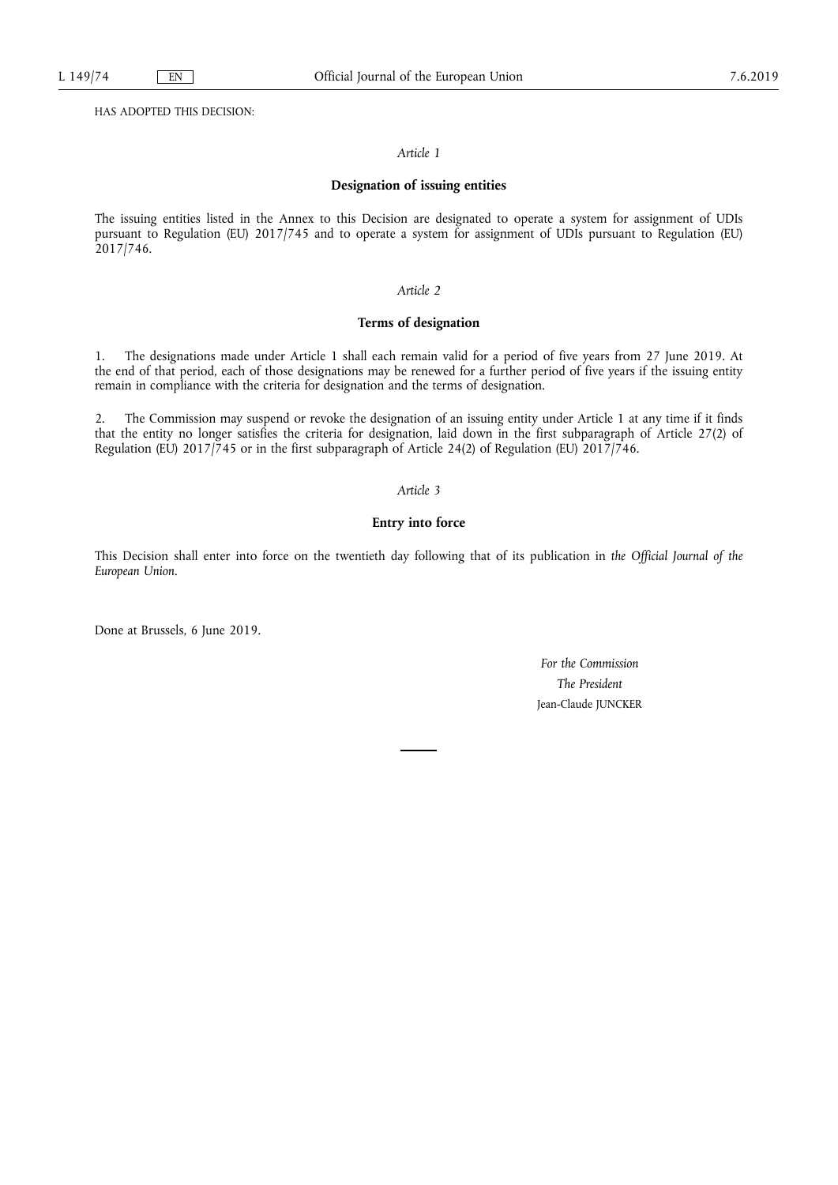HAS ADOPTED THIS DECISION:

*Article 1*

**Designation of issuing entities**

The issuing entities listed in the Annex to this Decision are designated to operate a system for assignment of UDIs pursuant to Regulation (EU) 2017/745 and to operate a system for assignment of UDIs pursuant to Regulation (EU) 2017/746.

*Article 2*

**Terms of designation**

1. The designations made under Article 1 shall each remain valid for a period of five years from 27 June 2019. At the end of that period, each of those designations may be renewed for a further period of five years if the issuing entity remain in compliance with the criteria for designation and the terms of designation.

2. The Commission may suspend or revoke the designation of an issuing entity under Article 1 at any time if it finds that the entity no longer satisfies the criteria for designation, laid down in the first subparagraph of Article 27(2) of Regulation (EU) 2017/745 or in the first subparagraph of Article 24(2) of Regulation (EU) 2017/746.

*Article 3*

**Entry into force**

This Decision shall enter into force on the twentieth day following that of its publication in *the Official Journal of the European Union*.

Done at Brussels, 6 June 2019.

*For the Commission*

*The President*

Jean-Claude JUNCKER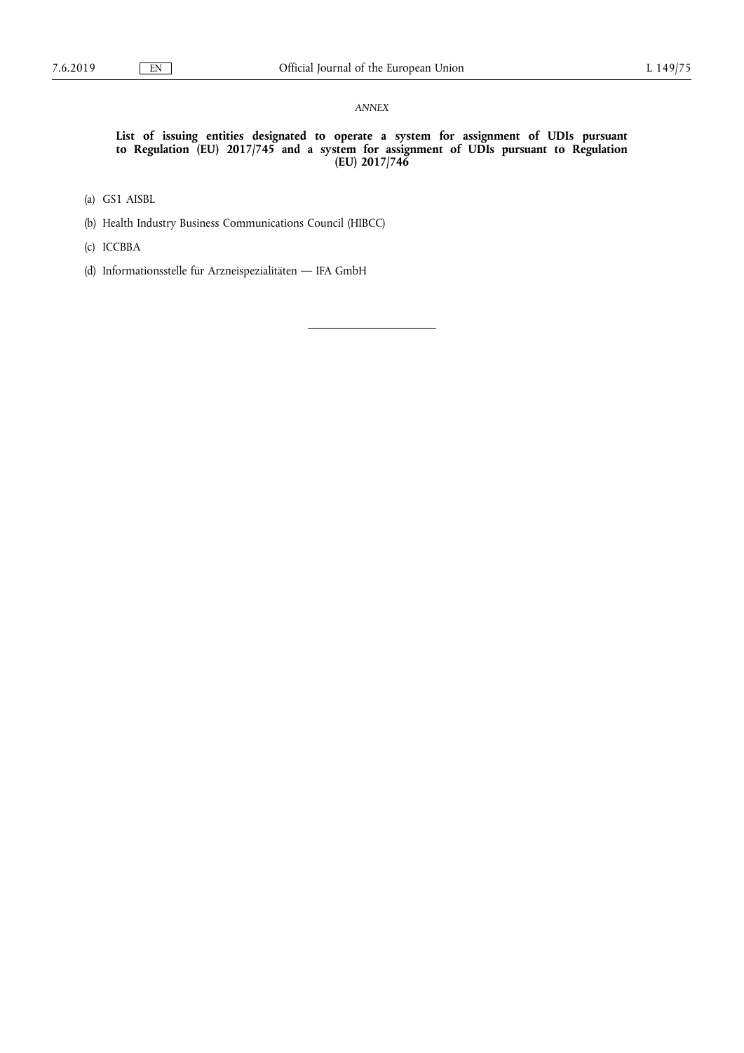*ANNEX*

**List of issuing entities designated to operate a system for assignment of UDIs pursuant to Regulation (EU) 2017/745 and a system for assignment of UDIs pursuant to Regulation (EU) 2017/746**

(a) GS1 AISBL

(b) Health Industry Business Communications Council (HIBCC)

(c) ICCBBA

(d) Informationsstelle für Arzneispezialitäten — IFA GmbH